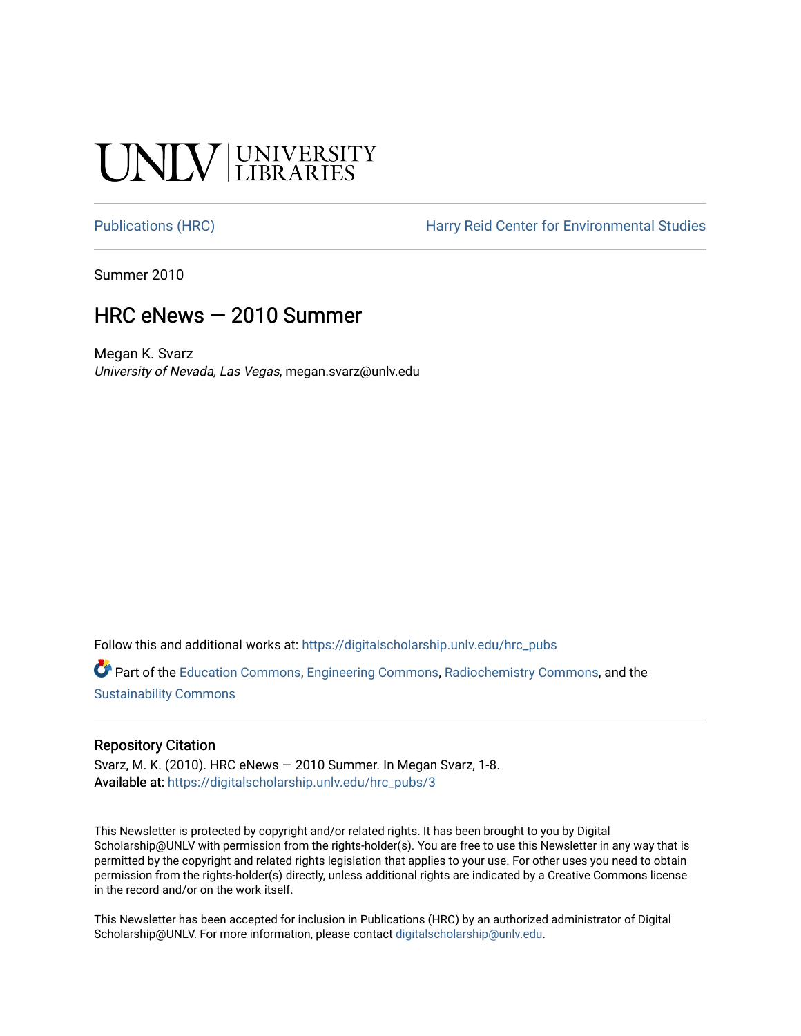UNLV | UNIVERSITY LIBRARIES

Publications (HRC) | Harry Reid Center for Environmental Studies

Summer 2010

# HRC eNews — 2010 Summer

Megan K. Svarz
*University of Nevada, Las Vegas*, megan.svarz@unlv.edu

Follow this and additional works at: https://digitalscholarship.unlv.edu/hrc_pubs

Part of the Education Commons, Engineering Commons, Radiochemistry Commons, and the Sustainability Commons

## Repository Citation

Svarz, M. K. (2010). HRC eNews — 2010 Summer. In Megan Svarz, 1-8.
**Available at:** https://digitalscholarship.unlv.edu/hrc_pubs/3

This Newsletter is protected by copyright and/or related rights. It has been brought to you by Digital Scholarship@UNLV with permission from the rights-holder(s). You are free to use this Newsletter in any way that is permitted by the copyright and related rights legislation that applies to your use. For other uses you need to obtain permission from the rights-holder(s) directly, unless additional rights are indicated by a Creative Commons license in the record and/or on the work itself.

This Newsletter has been accepted for inclusion in Publications (HRC) by an authorized administrator of Digital Scholarship@UNLV. For more information, please contact digitalscholarship@unlv.edu.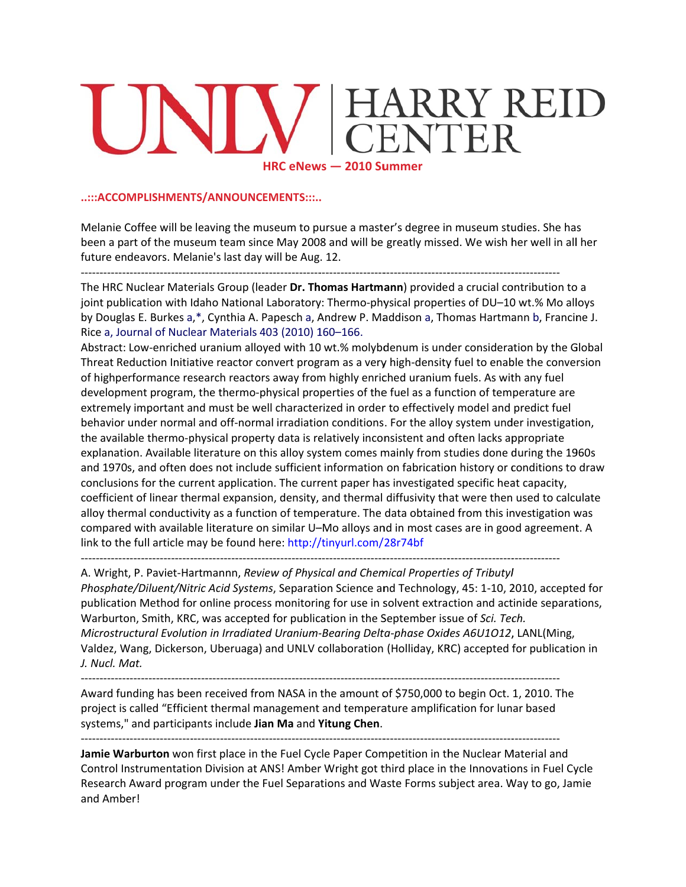# UNLV | HARRY REID CENTER

**HRC eNews — 2010 Summer**

**..:::ACCOMPLISHMENTS/ANNOUNCEMENTS:::..**

Melanie Coffee will be leaving the museum to pursue a master's degree in museum studies. She has been a part of the museum team since May 2008 and will be greatly missed. We wish her well in all her future endeavors. Melanie's last day will be Aug. 12.

---

The HRC Nuclear Materials Group (leader **Dr. Thomas Hartmann**) provided a crucial contribution to a joint publication with Idaho National Laboratory: Thermo-physical properties of DU–10 wt.% Mo alloys by Douglas E. Burkes a,*, Cynthia A. Papesch a, Andrew P. Maddison a, Thomas Hartmann b, Francine J. Rice a, Journal of Nuclear Materials 403 (2010) 160–166.

Abstract: Low-enriched uranium alloyed with 10 wt.% molybdenum is under consideration by the Global Threat Reduction Initiative reactor convert program as a very high-density fuel to enable the conversion of highperformance research reactors away from highly enriched uranium fuels. As with any fuel development program, the thermo-physical properties of the fuel as a function of temperature are extremely important and must be well characterized in order to effectively model and predict fuel behavior under normal and off-normal irradiation conditions. For the alloy system under investigation, the available thermo-physical property data is relatively inconsistent and often lacks appropriate explanation. Available literature on this alloy system comes mainly from studies done during the 1960s and 1970s, and often does not include sufficient information on fabrication history or conditions to draw conclusions for the current application. The current paper has investigated specific heat capacity, coefficient of linear thermal expansion, density, and thermal diffusivity that were then used to calculate alloy thermal conductivity as a function of temperature. The data obtained from this investigation was compared with available literature on similar U–Mo alloys and in most cases are in good agreement. A link to the full article may be found here: http://tinyurl.com/28r74bf

---

A. Wright, P. Paviet-Hartmannn, *Review of Physical and Chemical Properties of Tributyl Phosphate/Diluent/Nitric Acid Systems*, Separation Science and Technology, 45: 1-10, 2010, accepted for publication Method for online process monitoring for use in solvent extraction and actinide separations, Warburton, Smith, KRC, was accepted for publication in the September issue of *Sci. Tech. Microstructural Evolution in Irradiated Uranium-Bearing Delta-phase Oxides A6U1O12*, LANL(Ming, Valdez, Wang, Dickerson, Uberuaga) and UNLV collaboration (Holliday, KRC) accepted for publication in *J. Nucl. Mat.*

---

Award funding has been received from NASA in the amount of $750,000 to begin Oct. 1, 2010. The project is called "Efficient thermal management and temperature amplification for lunar based systems," and participants include **Jian Ma** and **Yitung Chen**.

---

**Jamie Warburton** won first place in the Fuel Cycle Paper Competition in the Nuclear Material and Control Instrumentation Division at ANS! Amber Wright got third place in the Innovations in Fuel Cycle Research Award program under the Fuel Separations and Waste Forms subject area. Way to go, Jamie and Amber!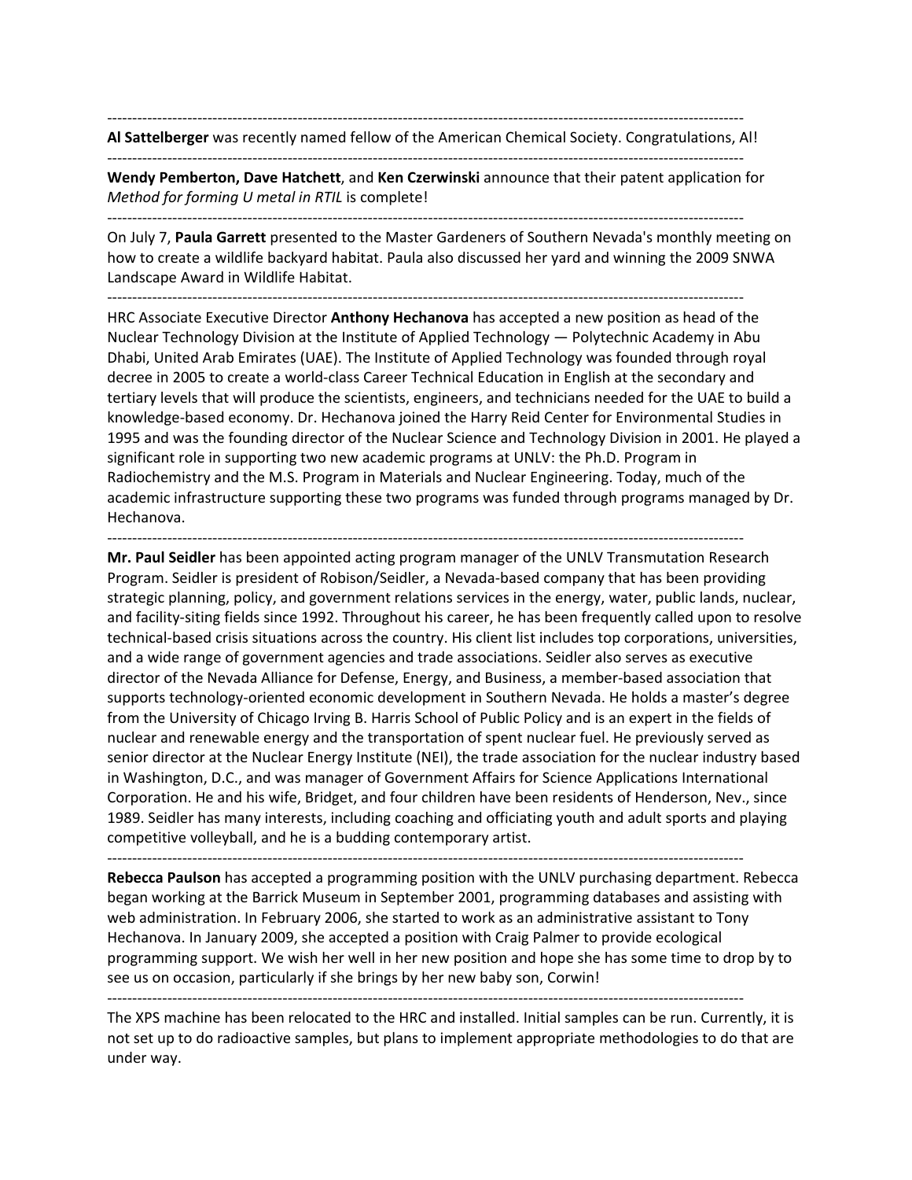---

**Al Sattelberger** was recently named fellow of the American Chemical Society. Congratulations, Al!

---

**Wendy Pemberton, Dave Hatchett**, and **Ken Czerwinski** announce that their patent application for *Method for forming U metal in RTIL* is complete!

---

On July 7, **Paula Garrett** presented to the Master Gardeners of Southern Nevada's monthly meeting on how to create a wildlife backyard habitat. Paula also discussed her yard and winning the 2009 SNWA Landscape Award in Wildlife Habitat.

---

HRC Associate Executive Director **Anthony Hechanova** has accepted a new position as head of the Nuclear Technology Division at the Institute of Applied Technology — Polytechnic Academy in Abu Dhabi, United Arab Emirates (UAE). The Institute of Applied Technology was founded through royal decree in 2005 to create a world-class Career Technical Education in English at the secondary and tertiary levels that will produce the scientists, engineers, and technicians needed for the UAE to build a knowledge-based economy. Dr. Hechanova joined the Harry Reid Center for Environmental Studies in 1995 and was the founding director of the Nuclear Science and Technology Division in 2001. He played a significant role in supporting two new academic programs at UNLV: the Ph.D. Program in Radiochemistry and the M.S. Program in Materials and Nuclear Engineering. Today, much of the academic infrastructure supporting these two programs was funded through programs managed by Dr. Hechanova.

---

**Mr. Paul Seidler** has been appointed acting program manager of the UNLV Transmutation Research Program. Seidler is president of Robison/Seidler, a Nevada-based company that has been providing strategic planning, policy, and government relations services in the energy, water, public lands, nuclear, and facility-siting fields since 1992. Throughout his career, he has been frequently called upon to resolve technical-based crisis situations across the country. His client list includes top corporations, universities, and a wide range of government agencies and trade associations. Seidler also serves as executive director of the Nevada Alliance for Defense, Energy, and Business, a member-based association that supports technology-oriented economic development in Southern Nevada. He holds a master's degree from the University of Chicago Irving B. Harris School of Public Policy and is an expert in the fields of nuclear and renewable energy and the transportation of spent nuclear fuel. He previously served as senior director at the Nuclear Energy Institute (NEI), the trade association for the nuclear industry based in Washington, D.C., and was manager of Government Affairs for Science Applications International Corporation. He and his wife, Bridget, and four children have been residents of Henderson, Nev., since 1989. Seidler has many interests, including coaching and officiating youth and adult sports and playing competitive volleyball, and he is a budding contemporary artist.

---

**Rebecca Paulson** has accepted a programming position with the UNLV purchasing department. Rebecca began working at the Barrick Museum in September 2001, programming databases and assisting with web administration. In February 2006, she started to work as an administrative assistant to Tony Hechanova. In January 2009, she accepted a position with Craig Palmer to provide ecological programming support. We wish her well in her new position and hope she has some time to drop by to see us on occasion, particularly if she brings by her new baby son, Corwin!

---

The XPS machine has been relocated to the HRC and installed. Initial samples can be run. Currently, it is not set up to do radioactive samples, but plans to implement appropriate methodologies to do that are under way.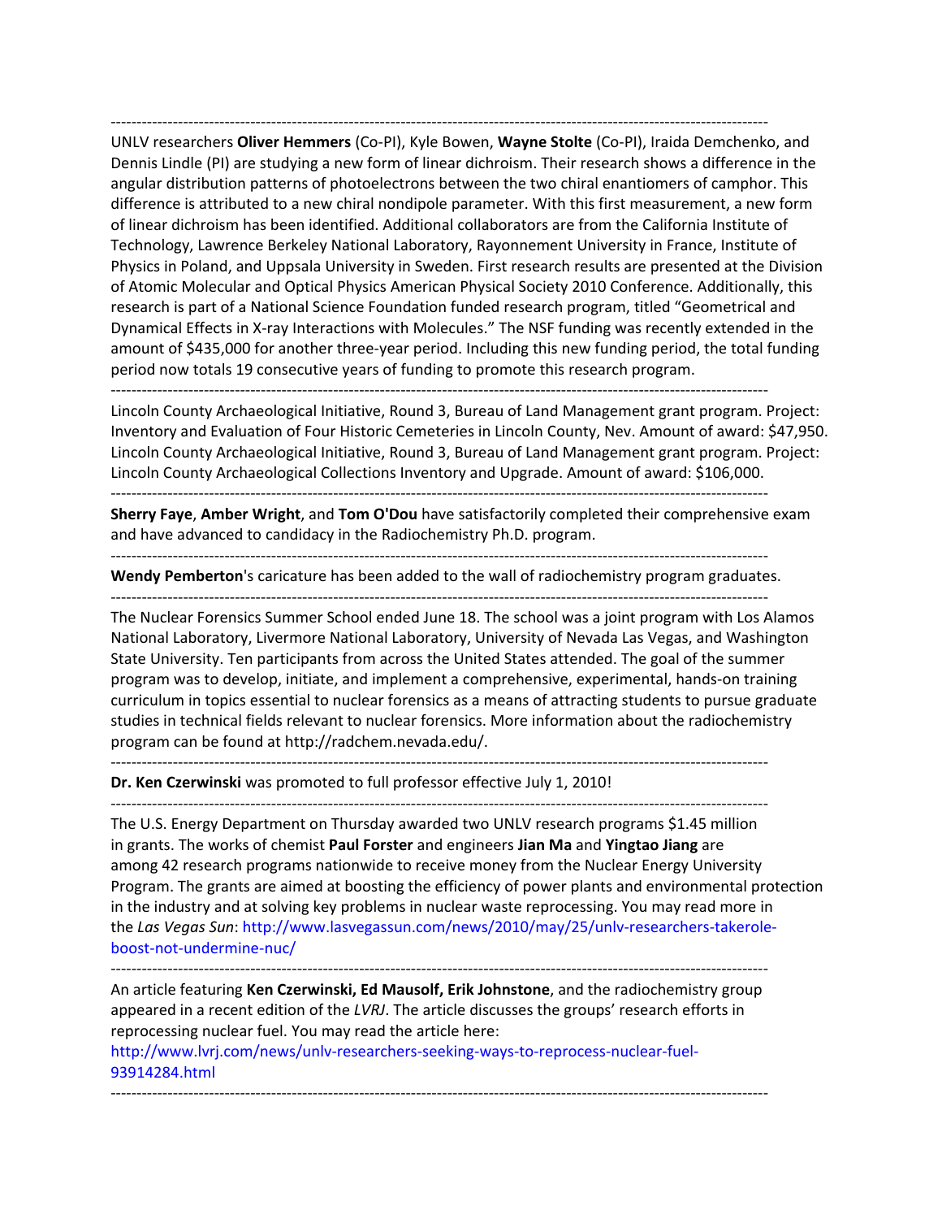---

UNLV researchers **Oliver Hemmers** (Co-PI), Kyle Bowen, **Wayne Stolte** (Co-PI), Iraida Demchenko, and Dennis Lindle (PI) are studying a new form of linear dichroism. Their research shows a difference in the angular distribution patterns of photoelectrons between the two chiral enantiomers of camphor. This difference is attributed to a new chiral nondipole parameter. With this first measurement, a new form of linear dichroism has been identified. Additional collaborators are from the California Institute of Technology, Lawrence Berkeley National Laboratory, Rayonnement University in France, Institute of Physics in Poland, and Uppsala University in Sweden. First research results are presented at the Division of Atomic Molecular and Optical Physics American Physical Society 2010 Conference. Additionally, this research is part of a National Science Foundation funded research program, titled "Geometrical and Dynamical Effects in X-ray Interactions with Molecules." The NSF funding was recently extended in the amount of $435,000 for another three-year period. Including this new funding period, the total funding period now totals 19 consecutive years of funding to promote this research program.

---

Lincoln County Archaeological Initiative, Round 3, Bureau of Land Management grant program. Project: Inventory and Evaluation of Four Historic Cemeteries in Lincoln County, Nev. Amount of award: $47,950.
Lincoln County Archaeological Initiative, Round 3, Bureau of Land Management grant program. Project: Lincoln County Archaeological Collections Inventory and Upgrade. Amount of award: $106,000.

---

**Sherry Faye**, **Amber Wright**, and **Tom O'Dou** have satisfactorily completed their comprehensive exam and have advanced to candidacy in the Radiochemistry Ph.D. program.

---

**Wendy Pemberton**'s caricature has been added to the wall of radiochemistry program graduates.

---

The Nuclear Forensics Summer School ended June 18. The school was a joint program with Los Alamos National Laboratory, Livermore National Laboratory, University of Nevada Las Vegas, and Washington State University. Ten participants from across the United States attended. The goal of the summer program was to develop, initiate, and implement a comprehensive, experimental, hands-on training curriculum in topics essential to nuclear forensics as a means of attracting students to pursue graduate studies in technical fields relevant to nuclear forensics. More information about the radiochemistry program can be found at http://radchem.nevada.edu/.

---

**Dr. Ken Czerwinski** was promoted to full professor effective July 1, 2010!

---

The U.S. Energy Department on Thursday awarded two UNLV research programs $1.45 million in grants. The works of chemist **Paul Forster** and engineers **Jian Ma** and **Yingtao Jiang** are among 42 research programs nationwide to receive money from the Nuclear Energy University Program. The grants are aimed at boosting the efficiency of power plants and environmental protection in the industry and at solving key problems in nuclear waste reprocessing. You may read more in the *Las Vegas Sun*: http://www.lasvegassun.com/news/2010/may/25/unlv-researchers-takerole-boost-not-undermine-nuc/

---

An article featuring **Ken Czerwinski, Ed Mausolf, Erik Johnstone**, and the radiochemistry group appeared in a recent edition of the *LVRJ*. The article discusses the groups' research efforts in reprocessing nuclear fuel. You may read the article here:
http://www.lvrj.com/news/unlv-researchers-seeking-ways-to-reprocess-nuclear-fuel-93914284.html

---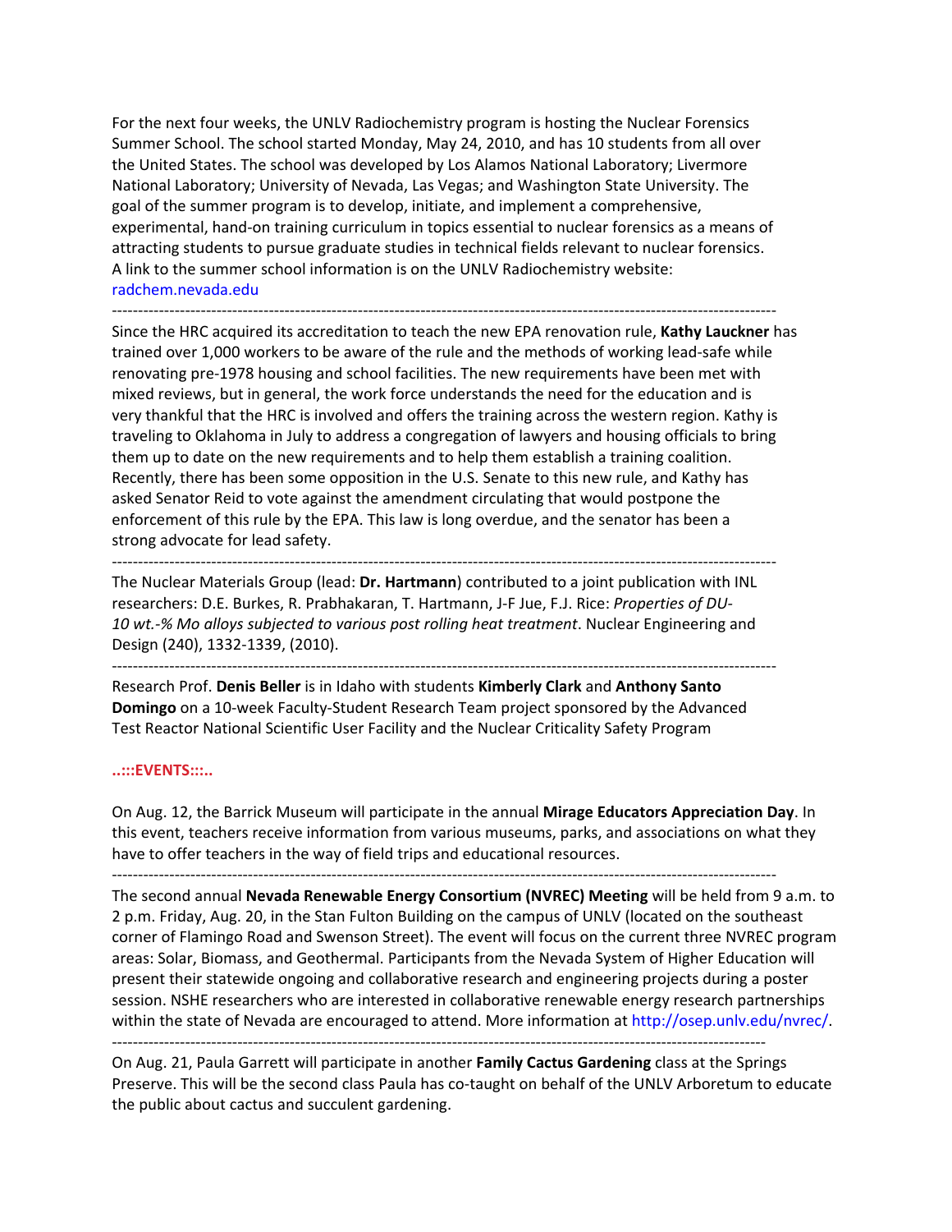For the next four weeks, the UNLV Radiochemistry program is hosting the Nuclear Forensics Summer School. The school started Monday, May 24, 2010, and has 10 students from all over the United States. The school was developed by Los Alamos National Laboratory; Livermore National Laboratory; University of Nevada, Las Vegas; and Washington State University. The goal of the summer program is to develop, initiate, and implement a comprehensive, experimental, hand-on training curriculum in topics essential to nuclear forensics as a means of attracting students to pursue graduate studies in technical fields relevant to nuclear forensics. A link to the summer school information is on the UNLV Radiochemistry website: radchem.nevada.edu

---

Since the HRC acquired its accreditation to teach the new EPA renovation rule, **Kathy Lauckner** has trained over 1,000 workers to be aware of the rule and the methods of working lead-safe while renovating pre-1978 housing and school facilities. The new requirements have been met with mixed reviews, but in general, the work force understands the need for the education and is very thankful that the HRC is involved and offers the training across the western region. Kathy is traveling to Oklahoma in July to address a congregation of lawyers and housing officials to bring them up to date on the new requirements and to help them establish a training coalition. Recently, there has been some opposition in the U.S. Senate to this new rule, and Kathy has asked Senator Reid to vote against the amendment circulating that would postpone the enforcement of this rule by the EPA. This law is long overdue, and the senator has been a strong advocate for lead safety.

---

The Nuclear Materials Group (lead: **Dr. Hartmann**) contributed to a joint publication with INL researchers: D.E. Burkes, R. Prabhakaran, T. Hartmann, J-F Jue, F.J. Rice: *Properties of DU-10 wt.-% Mo alloys subjected to various post rolling heat treatment*. Nuclear Engineering and Design (240), 1332-1339, (2010).

---

Research Prof. **Denis Beller** is in Idaho with students **Kimberly Clark** and **Anthony Santo Domingo** on a 10-week Faculty-Student Research Team project sponsored by the Advanced Test Reactor National Scientific User Facility and the Nuclear Criticality Safety Program

## ..:::EVENTS:::..

On Aug. 12, the Barrick Museum will participate in the annual **Mirage Educators Appreciation Day**. In this event, teachers receive information from various museums, parks, and associations on what they have to offer teachers in the way of field trips and educational resources.

---

The second annual **Nevada Renewable Energy Consortium (NVREC) Meeting** will be held from 9 a.m. to 2 p.m. Friday, Aug. 20, in the Stan Fulton Building on the campus of UNLV (located on the southeast corner of Flamingo Road and Swenson Street). The event will focus on the current three NVREC program areas: Solar, Biomass, and Geothermal. Participants from the Nevada System of Higher Education will present their statewide ongoing and collaborative research and engineering projects during a poster session. NSHE researchers who are interested in collaborative renewable energy research partnerships within the state of Nevada are encouraged to attend. More information at http://osep.unlv.edu/nvrec/.

---

On Aug. 21, Paula Garrett will participate in another **Family Cactus Gardening** class at the Springs Preserve. This will be the second class Paula has co-taught on behalf of the UNLV Arboretum to educate the public about cactus and succulent gardening.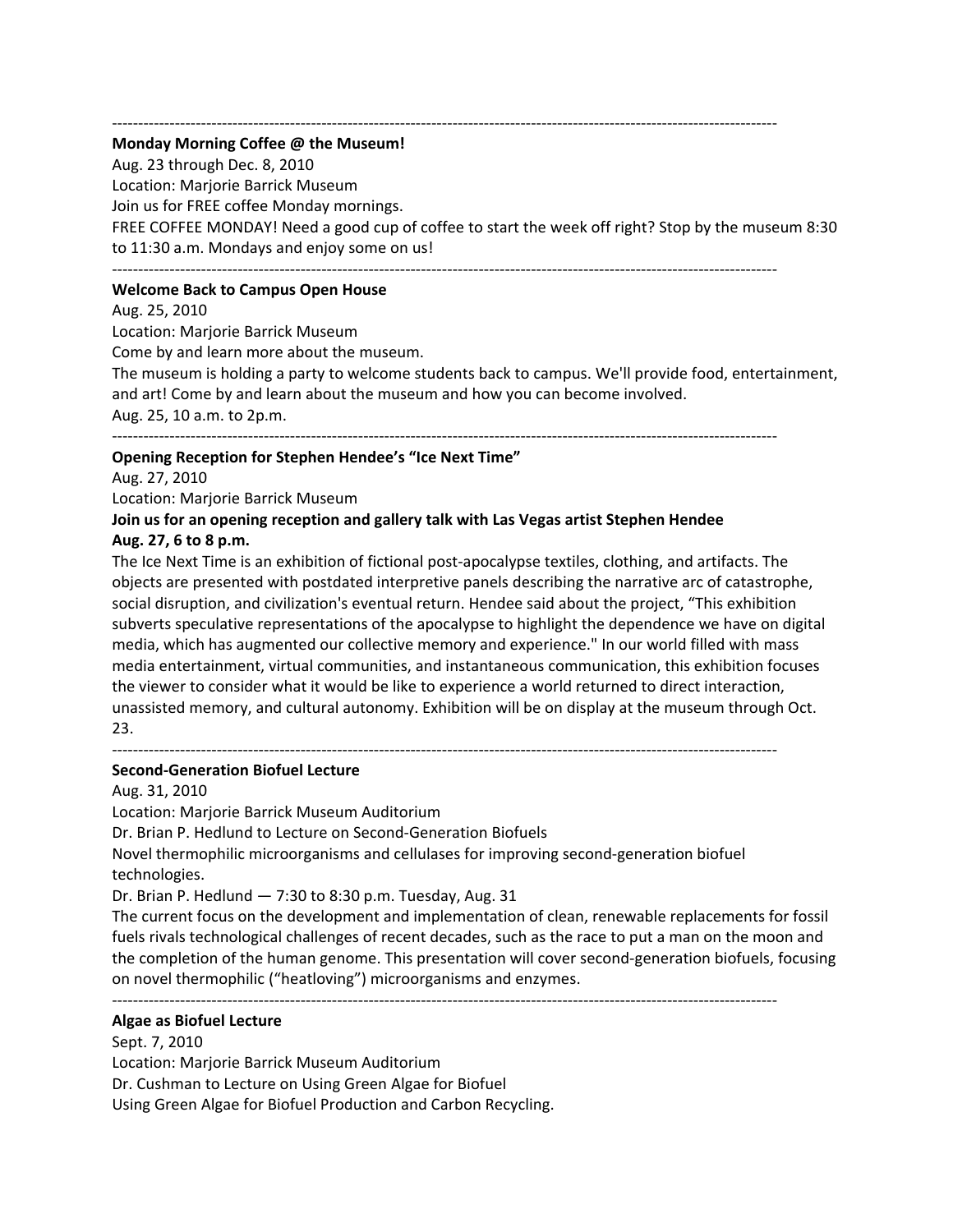---

**Monday Morning Coffee @ the Museum!**

Aug. 23 through Dec. 8, 2010

Location: Marjorie Barrick Museum

Join us for FREE coffee Monday mornings.

FREE COFFEE MONDAY! Need a good cup of coffee to start the week off right? Stop by the museum 8:30 to 11:30 a.m. Mondays and enjoy some on us!

---

**Welcome Back to Campus Open House**

Aug. 25, 2010

Location: Marjorie Barrick Museum

Come by and learn more about the museum.

The museum is holding a party to welcome students back to campus. We'll provide food, entertainment, and art! Come by and learn about the museum and how you can become involved.

Aug. 25, 10 a.m. to 2p.m.

---

**Opening Reception for Stephen Hendee's "Ice Next Time"**

Aug. 27, 2010

Location: Marjorie Barrick Museum

**Join us for an opening reception and gallery talk with Las Vegas artist Stephen Hendee**
**Aug. 27, 6 to 8 p.m.**

The Ice Next Time is an exhibition of fictional post-apocalypse textiles, clothing, and artifacts. The objects are presented with postdated interpretive panels describing the narrative arc of catastrophe, social disruption, and civilization's eventual return. Hendee said about the project, "This exhibition subverts speculative representations of the apocalypse to highlight the dependence we have on digital media, which has augmented our collective memory and experience." In our world filled with mass media entertainment, virtual communities, and instantaneous communication, this exhibition focuses the viewer to consider what it would be like to experience a world returned to direct interaction, unassisted memory, and cultural autonomy. Exhibition will be on display at the museum through Oct. 23.

---

**Second-Generation Biofuel Lecture**

Aug. 31, 2010

Location: Marjorie Barrick Museum Auditorium

Dr. Brian P. Hedlund to Lecture on Second-Generation Biofuels

Novel thermophilic microorganisms and cellulases for improving second-generation biofuel technologies.

Dr. Brian P. Hedlund — 7:30 to 8:30 p.m. Tuesday, Aug. 31

The current focus on the development and implementation of clean, renewable replacements for fossil fuels rivals technological challenges of recent decades, such as the race to put a man on the moon and the completion of the human genome. This presentation will cover second-generation biofuels, focusing on novel thermophilic ("heatloving") microorganisms and enzymes.

---

**Algae as Biofuel Lecture**

Sept. 7, 2010

Location: Marjorie Barrick Museum Auditorium

Dr. Cushman to Lecture on Using Green Algae for Biofuel

Using Green Algae for Biofuel Production and Carbon Recycling.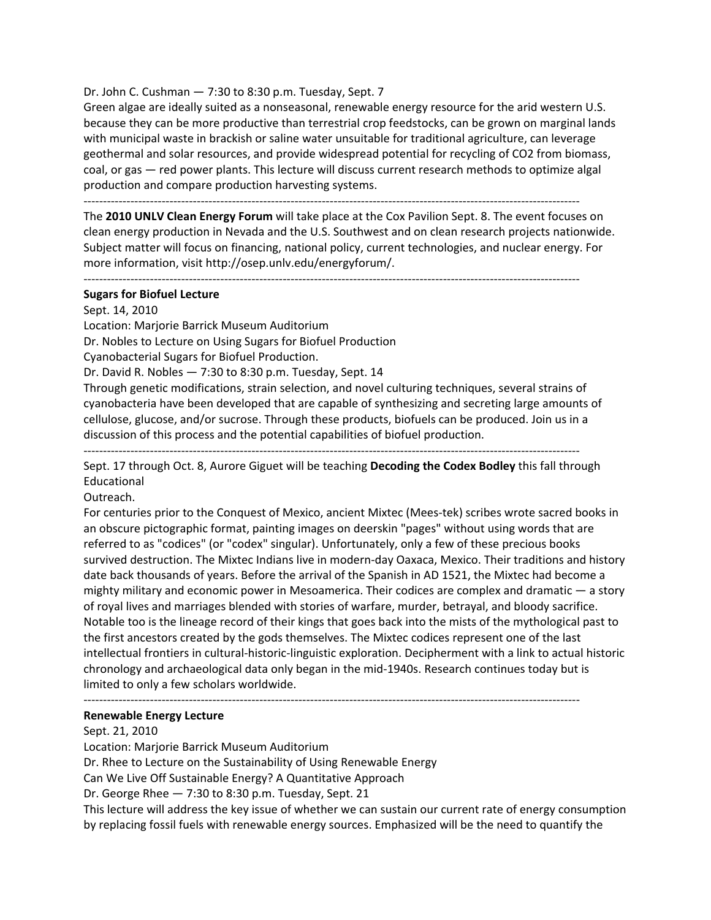Dr. John C. Cushman — 7:30 to 8:30 p.m. Tuesday, Sept. 7

Green algae are ideally suited as a nonseasonal, renewable energy resource for the arid western U.S. because they can be more productive than terrestrial crop feedstocks, can be grown on marginal lands with municipal waste in brackish or saline water unsuitable for traditional agriculture, can leverage geothermal and solar resources, and provide widespread potential for recycling of $CO_2$ from biomass, coal, or gas — red power plants. This lecture will discuss current research methods to optimize algal production and compare production harvesting systems.

---

The **2010 UNLV Clean Energy Forum** will take place at the Cox Pavilion Sept. 8. The event focuses on clean energy production in Nevada and the U.S. Southwest and on clean research projects nationwide. Subject matter will focus on financing, national policy, current technologies, and nuclear energy. For more information, visit http://osep.unlv.edu/energyforum/.

---

**Sugars for Biofuel Lecture**

Sept. 14, 2010

Location: Marjorie Barrick Museum Auditorium

Dr. Nobles to Lecture on Using Sugars for Biofuel Production

Cyanobacterial Sugars for Biofuel Production.

Dr. David R. Nobles — 7:30 to 8:30 p.m. Tuesday, Sept. 14

Through genetic modifications, strain selection, and novel culturing techniques, several strains of cyanobacteria have been developed that are capable of synthesizing and secreting large amounts of cellulose, glucose, and/or sucrose. Through these products, biofuels can be produced. Join us in a discussion of this process and the potential capabilities of biofuel production.

---

Sept. 17 through Oct. 8, Aurore Giguet will be teaching **Decoding the Codex Bodley** this fall through Educational
Outreach.

For centuries prior to the Conquest of Mexico, ancient Mixtec (Mees-tek) scribes wrote sacred books in an obscure pictographic format, painting images on deerskin "pages" without using words that are referred to as "codices" (or "codex" singular). Unfortunately, only a few of these precious books survived destruction. The Mixtec Indians live in modern-day Oaxaca, Mexico. Their traditions and history date back thousands of years. Before the arrival of the Spanish in AD 1521, the Mixtec had become a mighty military and economic power in Mesoamerica. Their codices are complex and dramatic — a story of royal lives and marriages blended with stories of warfare, murder, betrayal, and bloody sacrifice. Notable too is the lineage record of their kings that goes back into the mists of the mythological past to the first ancestors created by the gods themselves. The Mixtec codices represent one of the last intellectual frontiers in cultural-historic-linguistic exploration. Decipherment with a link to actual historic chronology and archaeological data only began in the mid-1940s. Research continues today but is limited to only a few scholars worldwide.

---

**Renewable Energy Lecture**

Sept. 21, 2010

Location: Marjorie Barrick Museum Auditorium

Dr. Rhee to Lecture on the Sustainability of Using Renewable Energy

Can We Live Off Sustainable Energy? A Quantitative Approach

Dr. George Rhee — 7:30 to 8:30 p.m. Tuesday, Sept. 21

This lecture will address the key issue of whether we can sustain our current rate of energy consumption by replacing fossil fuels with renewable energy sources. Emphasized will be the need to quantify the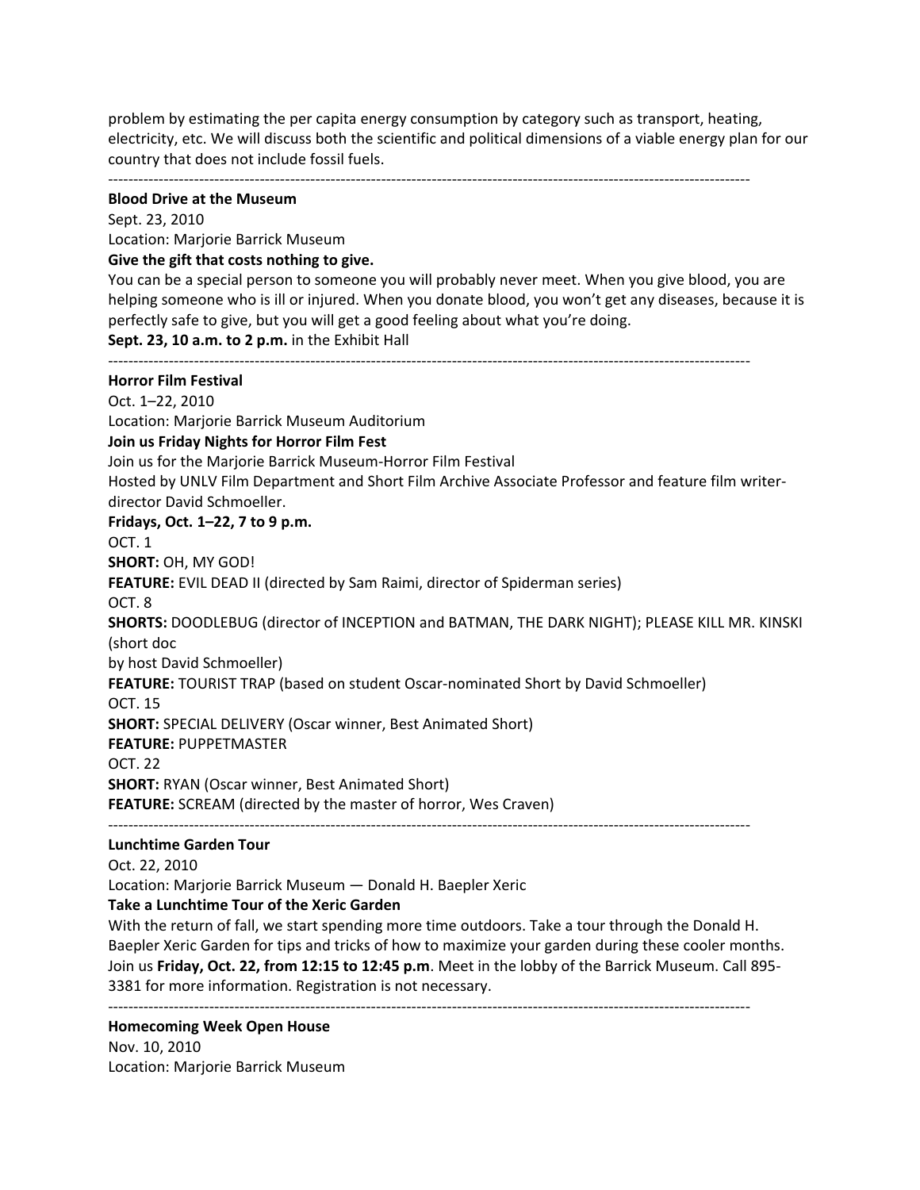problem by estimating the per capita energy consumption by category such as transport, heating, electricity, etc. We will discuss both the scientific and political dimensions of a viable energy plan for our country that does not include fossil fuels.

---

**Blood Drive at the Museum**

Sept. 23, 2010

Location: Marjorie Barrick Museum

**Give the gift that costs nothing to give.**

You can be a special person to someone you will probably never meet. When you give blood, you are helping someone who is ill or injured. When you donate blood, you won't get any diseases, because it is perfectly safe to give, but you will get a good feeling about what you're doing.

**Sept. 23, 10 a.m. to 2 p.m.** in the Exhibit Hall

---

**Horror Film Festival**

Oct. 1–22, 2010

Location: Marjorie Barrick Museum Auditorium

**Join us Friday Nights for Horror Film Fest**

Join us for the Marjorie Barrick Museum-Horror Film Festival

Hosted by UNLV Film Department and Short Film Archive Associate Professor and feature film writer-director David Schmoeller.

**Fridays, Oct. 1–22, 7 to 9 p.m.**

OCT. 1

**SHORT:** OH, MY GOD!

**FEATURE:** EVIL DEAD II (directed by Sam Raimi, director of Spiderman series)

OCT. 8

**SHORTS:** DOODLEBUG (director of INCEPTION and BATMAN, THE DARK NIGHT); PLEASE KILL MR. KINSKI (short doc by host David Schmoeller)

**FEATURE:** TOURIST TRAP (based on student Oscar-nominated Short by David Schmoeller)

OCT. 15

**SHORT:** SPECIAL DELIVERY (Oscar winner, Best Animated Short)

**FEATURE:** PUPPETMASTER

OCT. 22

**SHORT:** RYAN (Oscar winner, Best Animated Short)

**FEATURE:** SCREAM (directed by the master of horror, Wes Craven)

---

**Lunchtime Garden Tour**

Oct. 22, 2010

Location: Marjorie Barrick Museum — Donald H. Baepler Xeric

**Take a Lunchtime Tour of the Xeric Garden**

With the return of fall, we start spending more time outdoors. Take a tour through the Donald H. Baepler Xeric Garden for tips and tricks of how to maximize your garden during these cooler months. Join us **Friday, Oct. 22, from 12:15 to 12:45 p.m**. Meet in the lobby of the Barrick Museum. Call 895-3381 for more information. Registration is not necessary.

---

**Homecoming Week Open House**

Nov. 10, 2010

Location: Marjorie Barrick Museum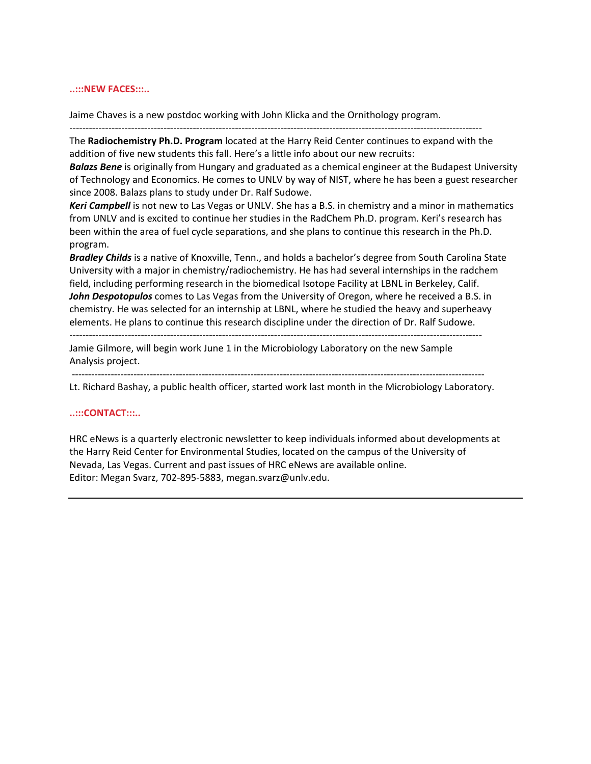**..:::NEW FACES:::..**

Jaime Chaves is a new postdoc working with John Klicka and the Ornithology program.

---

The **Radiochemistry Ph.D. Program** located at the Harry Reid Center continues to expand with the addition of five new students this fall. Here's a little info about our new recruits:

***Balazs Bene*** is originally from Hungary and graduated as a chemical engineer at the Budapest University of Technology and Economics. He comes to UNLV by way of NIST, where he has been a guest researcher since 2008. Balazs plans to study under Dr. Ralf Sudowe.

***Keri Campbell*** is not new to Las Vegas or UNLV. She has a B.S. in chemistry and a minor in mathematics from UNLV and is excited to continue her studies in the RadChem Ph.D. program. Keri's research has been within the area of fuel cycle separations, and she plans to continue this research in the Ph.D. program.

***Bradley Childs*** is a native of Knoxville, Tenn., and holds a bachelor's degree from South Carolina State University with a major in chemistry/radiochemistry. He has had several internships in the radchem field, including performing research in the biomedical Isotope Facility at LBNL in Berkeley, Calif.

***John Despotopulos*** comes to Las Vegas from the University of Oregon, where he received a B.S. in chemistry. He was selected for an internship at LBNL, where he studied the heavy and superheavy elements. He plans to continue this research discipline under the direction of Dr. Ralf Sudowe.

---

Jamie Gilmore, will begin work June 1 in the Microbiology Laboratory on the new Sample Analysis project.

---

Lt. Richard Bashay, a public health officer, started work last month in the Microbiology Laboratory.

**..:::CONTACT:::..**

HRC eNews is a quarterly electronic newsletter to keep individuals informed about developments at the Harry Reid Center for Environmental Studies, located on the campus of the University of Nevada, Las Vegas. Current and past issues of HRC eNews are available online.
Editor: Megan Svarz, 702-895-5883, megan.svarz@unlv.edu.